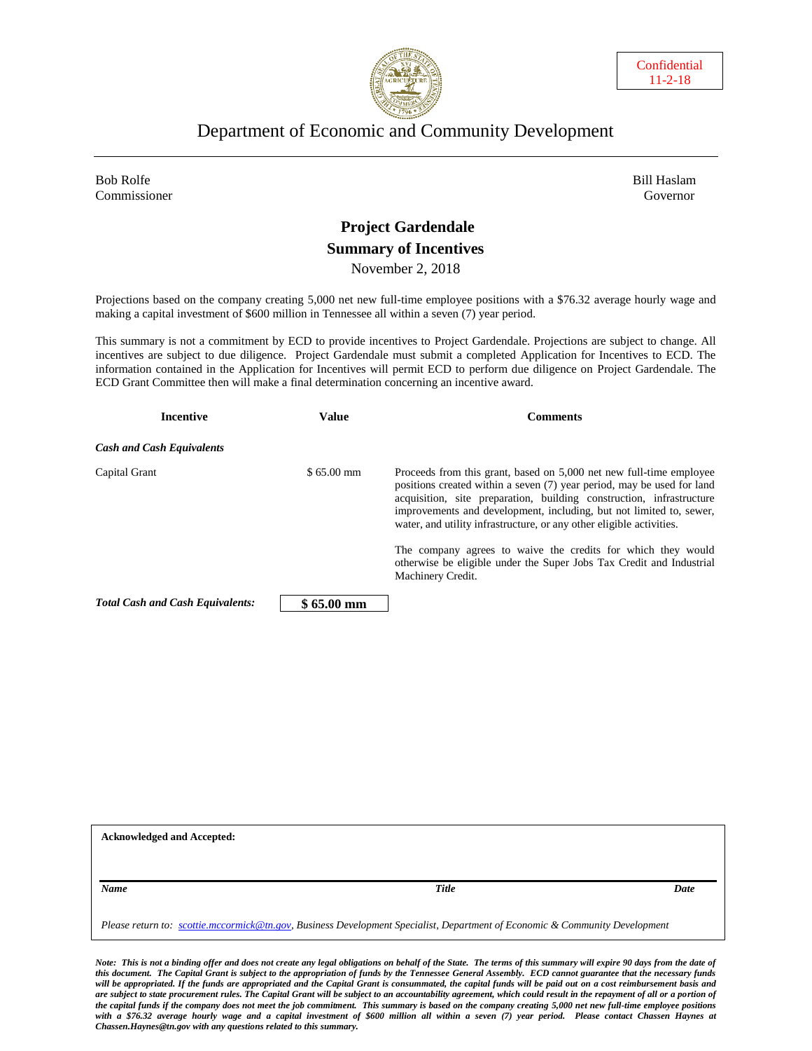Confidential
11-2-18

# Department of Economic and Community Development

Bob Rolfe
Commissioner

Bill Haslam
Governor

## Project Gardendale

## Summary of Incentives

November 2, 2018

Projections based on the company creating 5,000 net new full-time employee positions with a $76.32 average hourly wage and making a capital investment of $600 million in Tennessee all within a seven (7) year period.

This summary is not a commitment by ECD to provide incentives to Project Gardendale. Projections are subject to change. All incentives are subject to due diligence. Project Gardendale must submit a completed Application for Incentives to ECD. The information contained in the Application for Incentives will permit ECD to perform due diligence on Project Gardendale. The ECD Grant Committee then will make a final determination concerning an incentive award.

| Incentive | Value | Comments |
|---|---|---|
| ***Cash and Cash Equivalents*** | | |
| Capital Grant | $ 65.00 mm | Proceeds from this grant, based on 5,000 net new full-time employee positions created within a seven (7) year period, may be used for land acquisition, site preparation, building construction, infrastructure improvements and development, including, but not limited to, sewer, water, and utility infrastructure, or any other eligible activities.<br><br>The company agrees to waive the credits for which they would otherwise be eligible under the Super Jobs Tax Credit and Industrial Machinery Credit. |
| ***Total Cash and Cash Equivalents:*** | **$ 65.00 mm** | |

**Acknowledged and Accepted:**

| *Name* | *Title* | *Date* |
|---|---|---|
| | | |

*Please return to: scottie.mccormick@tn.gov, Business Development Specialist, Department of Economic & Community Development*

***Note: This is not a binding offer and does not create any legal obligations on behalf of the State. The terms of this summary will expire 90 days from the date of this document. The Capital Grant is subject to the appropriation of funds by the Tennessee General Assembly. ECD cannot guarantee that the necessary funds will be appropriated. If the funds are appropriated and the Capital Grant is consummated, the capital funds will be paid out on a cost reimbursement basis and are subject to state procurement rules. The Capital Grant will be subject to an accountability agreement, which could result in the repayment of all or a portion of the capital funds if the company does not meet the job commitment. This summary is based on the company creating 5,000 net new full-time employee positions with a $76.32 average hourly wage and a capital investment of $600 million all within a seven (7) year period. Please contact Chassen Haynes at Chassen.Haynes@tn.gov with any questions related to this summary.***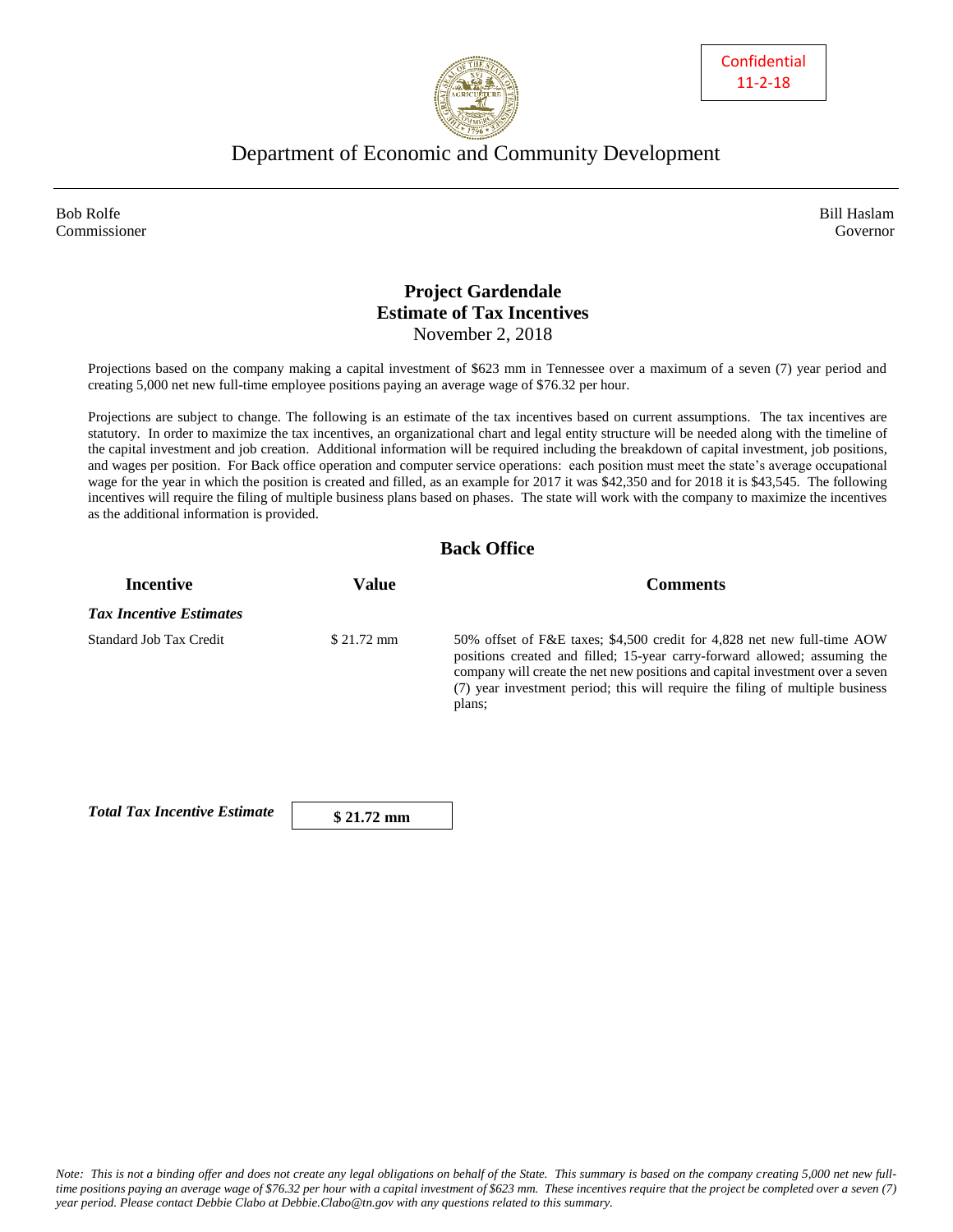Confidential
11-2-18

# Department of Economic and Community Development

Bob Rolfe
Commissioner

Bill Haslam
Governor

## Project Gardendale
## Estimate of Tax Incentives
November 2, 2018

Projections based on the company making a capital investment of $623 mm in Tennessee over a maximum of a seven (7) year period and creating 5,000 net new full-time employee positions paying an average wage of $76.32 per hour.

Projections are subject to change. The following is an estimate of the tax incentives based on current assumptions. The tax incentives are statutory. In order to maximize the tax incentives, an organizational chart and legal entity structure will be needed along with the timeline of the capital investment and job creation. Additional information will be required including the breakdown of capital investment, job positions, and wages per position. For Back office operation and computer service operations: each position must meet the state's average occupational wage for the year in which the position is created and filled, as an example for 2017 it was $42,350 and for 2018 it is $43,545. The following incentives will require the filing of multiple business plans based on phases. The state will work with the company to maximize the incentives as the additional information is provided.

### Back Office

| Incentive | Value | Comments |
|---|---|---|
| ***Tax Incentive Estimates*** | | |
| Standard Job Tax Credit | $ 21.72 mm | 50% offset of F&E taxes; $4,500 credit for 4,828 net new full-time AOW positions created and filled; 15-year carry-forward allowed; assuming the company will create the net new positions and capital investment over a seven (7) year investment period; this will require the filing of multiple business plans; |
| ***Total Tax Incentive Estimate*** | **$ 21.72 mm** | |

*Note: This is not a binding offer and does not create any legal obligations on behalf of the State. This summary is based on the company creating 5,000 net new full-time positions paying an average wage of $76.32 per hour with a capital investment of $623 mm. These incentives require that the project be completed over a seven (7) year period. Please contact Debbie Clabo at Debbie.Clabo@tn.gov with any questions related to this summary.*